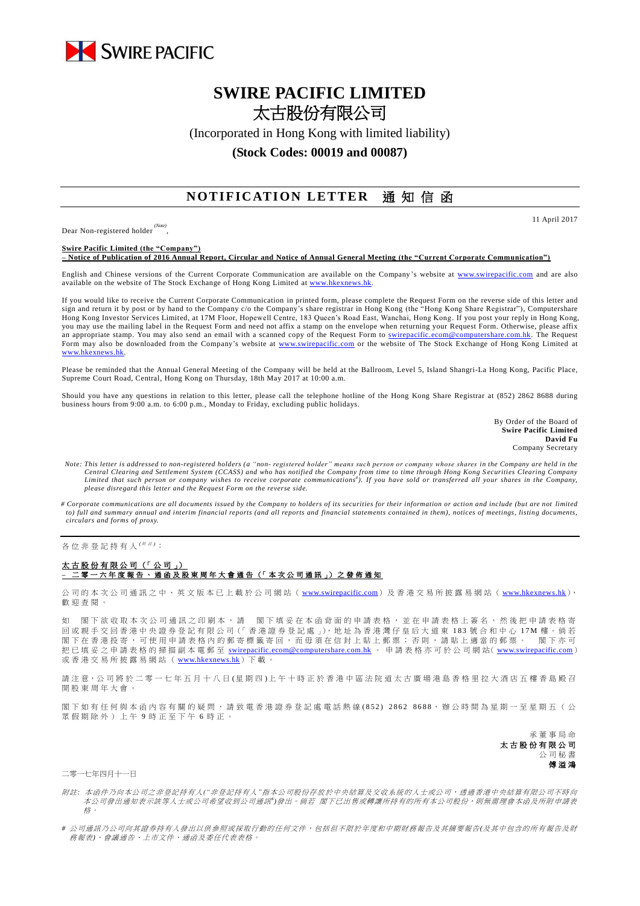SWIRE PACIFIC

# SWIRE PACIFIC LIMITED
# 太古股份有限公司

(Incorporated in Hong Kong with limited liability)

**(Stock Codes: 00019 and 00087)**

## NOTIFICATION LETTER 通知信函

11 April 2017

Dear Non-registered holder [(Note)],

**Swire Pacific Limited (the "Company")**
**– Notice of Publication of 2016 Annual Report, Circular and Notice of Annual General Meeting (the "Current Corporate Communication")**

English and Chinese versions of the Current Corporate Communication are available on the Company's website at www.swirepacific.com and are also available on the website of The Stock Exchange of Hong Kong Limited at www.hkexnews.hk.

If you would like to receive the Current Corporate Communication in printed form, please complete the Request Form on the reverse side of this letter and sign and return it by post or by hand to the Company c/o the Company's share registrar in Hong Kong (the "Hong Kong Share Registrar"), Computershare Hong Kong Investor Services Limited, at 17M Floor, Hopewell Centre, 183 Queen's Road East, Wanchai, Hong Kong. If you post your reply in Hong Kong, you may use the mailing label in the Request Form and need not affix a stamp on the envelope when returning your Request Form. Otherwise, please affix an appropriate stamp. You may also send an email with a scanned copy of the Request Form to swirepacific.ecom@computershare.com.hk. The Request Form may also be downloaded from the Company's website at www.swirepacific.com or the website of The Stock Exchange of Hong Kong Limited at www.hkexnews.hk.

Please be reminded that the Annual General Meeting of the Company will be held at the Ballroom, Level 5, Island Shangri-La Hong Kong, Pacific Place, Supreme Court Road, Central, Hong Kong on Thursday, 18th May 2017 at 10:00 a.m.

Should you have any questions in relation to this letter, please call the telephone hotline of the Hong Kong Share Registrar at (852) 2862 8688 during business hours from 9:00 a.m. to 6:00 p.m., Monday to Friday, excluding public holidays.

By Order of the Board of
**Swire Pacific Limited**
**David Fu**
Company Secretary

*Note: This letter is addressed to non-registered holders (a "non- registered holder" means such person or company whose shares in the Company are held in the Central Clearing and Settlement System (CCASS) and who has notified the Company from time to time through Hong Kong Securities Clearing Company Limited that such person or company wishes to receive corporate communications#). If you have sold or transferred all your shares in the Company, please disregard this letter and the Request Form on the reverse side.*

*# Corporate communications are all documents issued by the Company to holders of its securities for their information or action and include (but are not limited to) full and summary annual and interim financial reports (and all reports and financial statements contained in them), notices of meetings, listing documents, circulars and forms of proxy.*

---

各位非登記持有人[(附註)]：

**太古股份有限公司（「公司」）**
**– 二零一六年度報告、通函及股東周年大會通告（「本次公司通訊」）之發佈通知**

公司的本次公司通訊之中、英文版本已上載於公司網站（www.swirepacific.com）及香港交易所披露易網站（www.hkexnews.hk），歡迎查閱。

如 閣下欲收取本次公司通訊之印刷本，請 閣下填妥在本函背面的申請表格，並在申請表格上簽名，然後把申請表格寄回或親手交回香港中央證券登記有限公司（「香港證券登記處」），地址為香港灣仔皇后大道東183號合和中心17M樓。倘若 閣下在香港投寄，可使用申請表格內的郵寄標籤寄回，而毋須在信封上貼上郵票；否則，請貼上適當的郵票。 閣下亦可把已填妥之申請表格的掃描副本電郵至 swirepacific.ecom@computershare.com.hk 。申請表格亦可於公司網站(www.swirepacific.com)或香港交易所披露易網站（www.hkexnews.hk）下載。

請注意，公司將於二零一七年五月十八日(星期四)上午十時正於香港中區法院道太古廣場港島香格里拉大酒店五樓香島殿召開股東周年大會。

閣下如有任何與本函內容有關的疑問，請致電香港證券登記處電話熱線(852) 2862 8688，辦公時間為星期一至星期五（公眾假期除外）上午9時正至下午6時正。

承董事局命
**太古股份有限公司**
公司秘書
**傅溢鴻**

二零一七年四月十一日

*附註: 本函件乃向本公司之非登記持有人("非登記持有人"指本公司股份存放於中央結算及交收系統的人士或公司，透過香港中央結算有限公司不時向本公司發出通知表示該等人士或公司希望收到公司通訊#)發出。倘若 閣下已出售或轉讓所持有的所有本公司股份，則無需理會本函及所附申請表格。*

*# 公司通訊乃公司向其證券持有人發出以供參照或採取行動的任何文件，包括但不限於年度和中期財務報告及其摘要報告(及其中包含的所有報告及財務報表)、會議通告、上市文件、通函及委任代表表格。*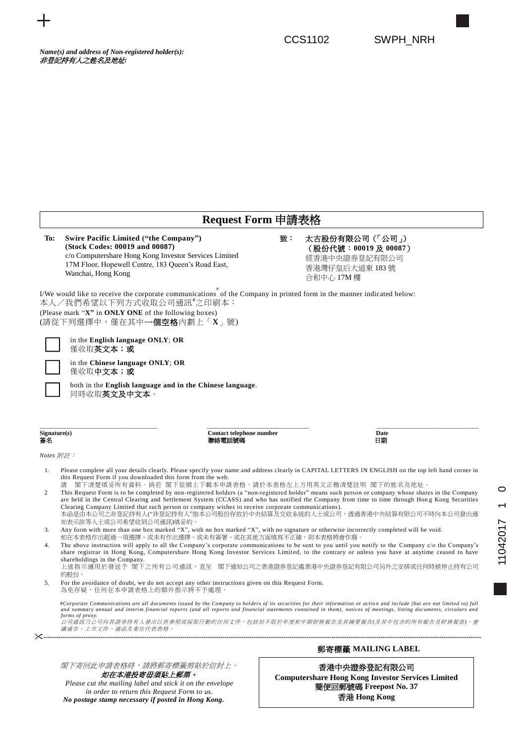CCS1102 SWPH_NRH

*Name(s) and address of Non-registered holder(s):*
***非登記持有人之姓名及地址:***

# Request Form 申請表格

**To:** **Swire Pacific Limited ("the Company")**
**(Stock Codes: 00019 and 00087)**
c/o Computershare Hong Kong Investor Services Limited
17M Floor, Hopewell Centre, 183 Queen's Road East,
Wanchai, Hong Kong

**致：** **太古股份有限公司（「公司」）**
**（股份代號：00019 及 00087）**
經香港中央證券登記有限公司
香港灣仔皇后大道東 183 號
合和中心 17M 樓

I/We would like to receive the corporate communications# of the Company in printed form in the manner indicated below:
本人／我們希望以下列方式收取公司通訊#之印刷本：
(Please mark "**X**" in **ONLY ONE** of the following boxes)
(請從下列選擇中，僅在其中**一個空格**內劃上「**X**」號)

☐ in the **English language ONLY**; **OR**
僅收取**英文本；或**

☐ in the **Chinese language ONLY**; **OR**
僅收取**中文本；或**

☐ both in the **English language and in the Chinese language**.
同時收取**英文及中文本**。

| **Signature(s)** **簽名** | **Contact telephone number** **聯絡電話號碼** | **Date** **日期** |
|---|---|---|
| | | |

*Notes 附註：*

1. Please complete all your details clearly. Please specify your name and address clearly in CAPITAL LETTERS IN ENGLISH on the top left hand corner in this Request Form if you downloaded this form from the web.
請 閣下清楚填妥所有資料。倘若 閣下從網上下載本申請表格，請於本表格左上方用英文正楷清楚註明 閣下的姓名及地址。
2. This Request Form is to be completed by non-registered holders (a "non-registered holder" means such person or company whose shares in the Company are held in the Central Clearing and Settlement System (CCASS) and who has notified the Company from time to time through Hong Kong Securities Clearing Company Limited that such person or company wishes to receive corporate communications).
本函是由本公司之非登記持有人("非登記持有人"指本公司股份存放於中央結算及交收系統的人士或公司，透過香港中央結算有限公司不時向本公司發出通知表示該等人士或公司希望收到公司通訊)填妥的。
3. Any form with more than one box marked "X", with no box marked "X", with no signature or otherwise incorrectly completed will be void.
如在本表格作出超過一項選擇、或未有作出選擇、或未有簽署、或在其他方面填寫不正確，則本表格將會作廢。
4. The above instruction will apply to all the Company's corporate communications to be sent to you until you notify to the Company c/o the Company's share registrar in Hong Kong, Computershare Hong Kong Investor Services Limited, to the contrary or unless you have at anytime ceased to have shareholdings in the Company.
上述指示適用於發送予 閣下之所有公司通訊，直至 閣下通知公司之香港證券登記處香港中央證券登記有限公司另外之安排或任何時候停止持有公司的股份。
5. For the avoidance of doubt, we do not accept any other instructions given on this Request Form.
為免存疑，任何在本申請表格上的額外指示將不予處理。

*#Corporate Communications are all documents issued by the Company to holders of its securities for their information or action and include (but are not limited to) full and summary annual and interim financial reports (and all reports and financial statements contained in them), notices of meetings, listing documents, circulars and forms of proxy.*
*公司通訊乃公司向其證券持有人發出以供參照或採取行動的任何文件，包括但不限於年度和中期財務報告及其摘要報告(及其中包含的所有報告及財務報表)、會議通告、上市文件、通函及委任代表表格。*

---

**郵寄標籤 MAILING LABEL**

*閣下寄回此申請表格時，請將郵寄標籤剪貼於信封上。*
***如在本港投寄毋須貼上郵票。***
*Please cut the mailing label and stick it on the envelope in order to return this Request Form to us.*
***No postage stamp necessary if posted in Hong Kong.***

**香港中央證券登記有限公司**
**Computershare Hong Kong Investor Services Limited**
**簡便回郵號碼 Freepost No. 37**
**香港 Hong Kong**

11042017 1 0